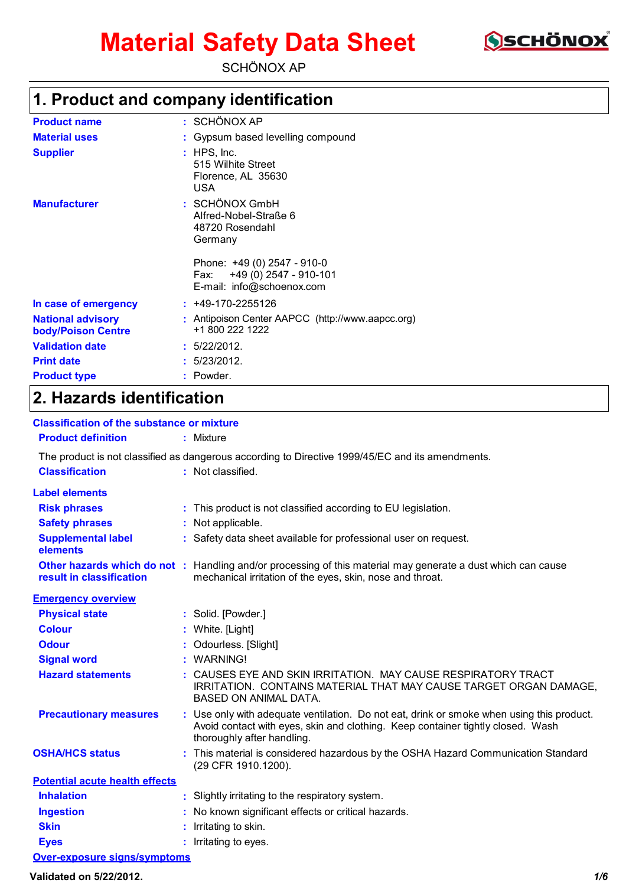# Material Safety Data Sheet

SCHÖNOX AP

## 1. Product and company identification

**Product name** : SCHÖNOX AP

**Material uses** : Gypsum based levelling compound

**Supplier** : HPS, Inc.
515 Wilhite Street
Florence, AL 35630
USA

**Manufacturer** : SCHÖNOX GmbH
Alfred-Nobel-Straße 6
48720 Rosendahl
Germany

Phone: +49 (0) 2547 - 910-0
Fax: +49 (0) 2547 - 910-101
E-mail: info@schoenox.com

**In case of emergency** : +49-170-2255126

**National advisory body/Poison Centre** : Antipoison Center AAPCC (http://www.aapcc.org)
+1 800 222 1222

**Validation date** : 5/22/2012.

**Print date** : 5/23/2012.

**Product type** : Powder.

## 2. Hazards identification

**Classification of the substance or mixture**

**Product definition** : Mixture

The product is not classified as dangerous according to Directive 1999/45/EC and its amendments.

**Classification** : Not classified.

**Label elements**

**Risk phrases** : This product is not classified according to EU legislation.

**Safety phrases** : Not applicable.

**Supplemental label elements** : Safety data sheet available for professional user on request.

**Other hazards which do not result in classification** : Handling and/or processing of this material may generate a dust which can cause mechanical irritation of the eyes, skin, nose and throat.

**Emergency overview**

**Physical state** : Solid. [Powder.]

**Colour** : White. [Light]

**Odour** : Odourless. [Slight]

**Signal word** : WARNING!

**Hazard statements** : CAUSES EYE AND SKIN IRRITATION. MAY CAUSE RESPIRATORY TRACT IRRITATION. CONTAINS MATERIAL THAT MAY CAUSE TARGET ORGAN DAMAGE, BASED ON ANIMAL DATA.

**Precautionary measures** : Use only with adequate ventilation. Do not eat, drink or smoke when using this product. Avoid contact with eyes, skin and clothing. Keep container tightly closed. Wash thoroughly after handling.

**OSHA/HCS status** : This material is considered hazardous by the OSHA Hazard Communication Standard (29 CFR 1910.1200).

**Potential acute health effects**

**Inhalation** : Slightly irritating to the respiratory system.

**Ingestion** : No known significant effects or critical hazards.

**Skin** : Irritating to skin.

**Eyes** : Irritating to eyes.

**Over-exposure signs/symptoms**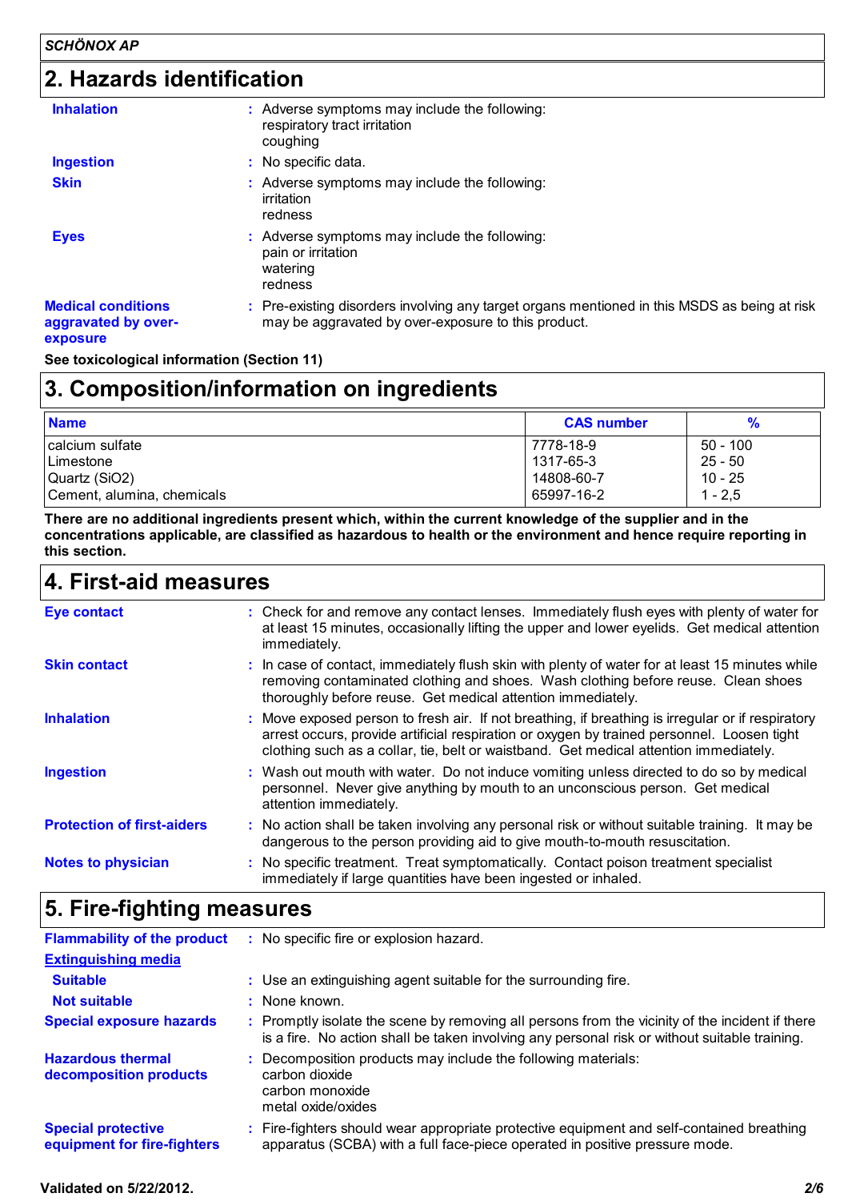## 2. Hazards identification

**Inhalation** : Adverse symptoms may include the following:
respiratory tract irritation
coughing

**Ingestion** : No specific data.

**Skin** : Adverse symptoms may include the following:
irritation
redness

**Eyes** : Adverse symptoms may include the following:
pain or irritation
watering
redness

**Medical conditions aggravated by over-exposure** : Pre-existing disorders involving any target organs mentioned in this MSDS as being at risk may be aggravated by over-exposure to this product.

**See toxicological information (Section 11)**

## 3. Composition/information on ingredients

| Name | CAS number | % |
| --- | --- | --- |
| calcium sulfate | 7778-18-9 | 50 - 100 |
| Limestone | 1317-65-3 | 25 - 50 |
| Quartz ($SiO_2$) | 14808-60-7 | 10 - 25 |
| Cement, alumina, chemicals | 65997-16-2 | 1 - 2,5 |

**There are no additional ingredients present which, within the current knowledge of the supplier and in the concentrations applicable, are classified as hazardous to health or the environment and hence require reporting in this section.**

## 4. First-aid measures

**Eye contact** : Check for and remove any contact lenses. Immediately flush eyes with plenty of water for at least 15 minutes, occasionally lifting the upper and lower eyelids. Get medical attention immediately.

**Skin contact** : In case of contact, immediately flush skin with plenty of water for at least 15 minutes while removing contaminated clothing and shoes. Wash clothing before reuse. Clean shoes thoroughly before reuse. Get medical attention immediately.

**Inhalation** : Move exposed person to fresh air. If not breathing, if breathing is irregular or if respiratory arrest occurs, provide artificial respiration or oxygen by trained personnel. Loosen tight clothing such as a collar, tie, belt or waistband. Get medical attention immediately.

**Ingestion** : Wash out mouth with water. Do not induce vomiting unless directed to do so by medical personnel. Never give anything by mouth to an unconscious person. Get medical attention immediately.

**Protection of first-aiders** : No action shall be taken involving any personal risk or without suitable training. It may be dangerous to the person providing aid to give mouth-to-mouth resuscitation.

**Notes to physician** : No specific treatment. Treat symptomatically. Contact poison treatment specialist immediately if large quantities have been ingested or inhaled.

## 5. Fire-fighting measures

**Flammability of the product** : No specific fire or explosion hazard.

**Extinguishing media**

**Suitable** : Use an extinguishing agent suitable for the surrounding fire.

**Not suitable** : None known.

**Special exposure hazards** : Promptly isolate the scene by removing all persons from the vicinity of the incident if there is a fire. No action shall be taken involving any personal risk or without suitable training.

**Hazardous thermal decomposition products** : Decomposition products may include the following materials:
carbon dioxide
carbon monoxide
metal oxide/oxides

**Special protective equipment for fire-fighters** : Fire-fighters should wear appropriate protective equipment and self-contained breathing apparatus (SCBA) with a full face-piece operated in positive pressure mode.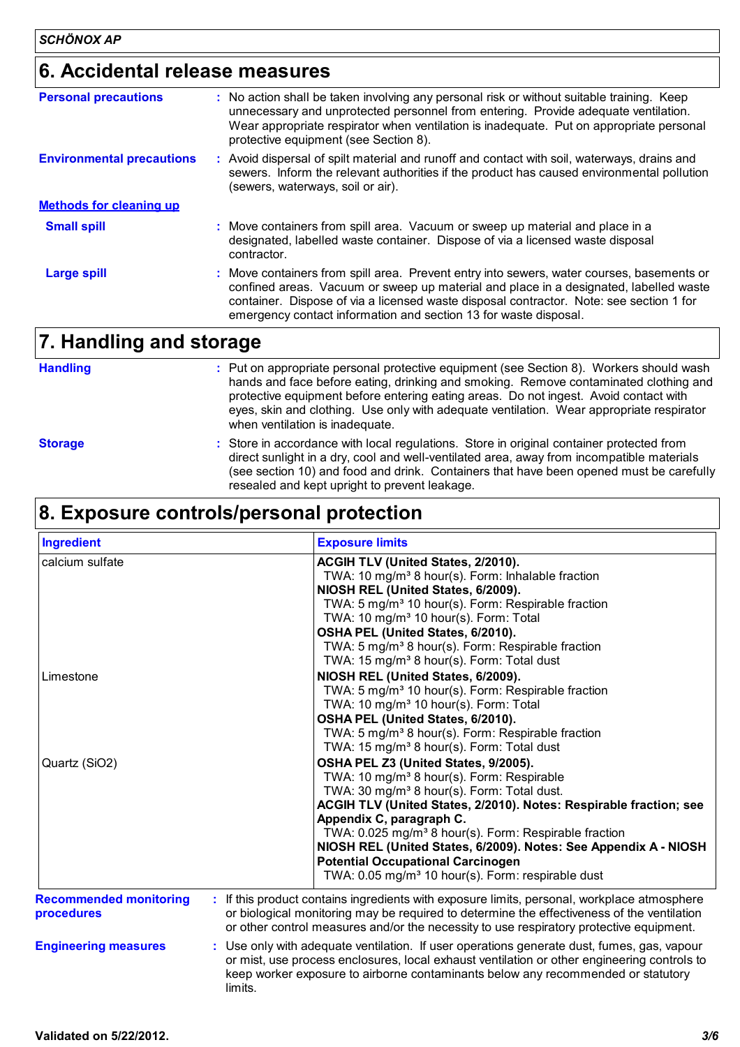## 6. Accidental release measures

**Personal precautions** : No action shall be taken involving any personal risk or without suitable training. Keep unnecessary and unprotected personnel from entering. Provide adequate ventilation. Wear appropriate respirator when ventilation is inadequate. Put on appropriate personal protective equipment (see Section 8).

**Environmental precautions** : Avoid dispersal of spilt material and runoff and contact with soil, waterways, drains and sewers. Inform the relevant authorities if the product has caused environmental pollution (sewers, waterways, soil or air).

**Methods for cleaning up**

**Small spill** : Move containers from spill area. Vacuum or sweep up material and place in a designated, labelled waste container. Dispose of via a licensed waste disposal contractor.

**Large spill** : Move containers from spill area. Prevent entry into sewers, water courses, basements or confined areas. Vacuum or sweep up material and place in a designated, labelled waste container. Dispose of via a licensed waste disposal contractor. Note: see section 1 for emergency contact information and section 13 for waste disposal.

## 7. Handling and storage

**Handling** : Put on appropriate personal protective equipment (see Section 8). Workers should wash hands and face before eating, drinking and smoking. Remove contaminated clothing and protective equipment before entering eating areas. Do not ingest. Avoid contact with eyes, skin and clothing. Use only with adequate ventilation. Wear appropriate respirator when ventilation is inadequate.

**Storage** : Store in accordance with local regulations. Store in original container protected from direct sunlight in a dry, cool and well-ventilated area, away from incompatible materials (see section 10) and food and drink. Containers that have been opened must be carefully resealed and kept upright to prevent leakage.

## 8. Exposure controls/personal protection

| Ingredient | Exposure limits |
|---|---|
| calcium sulfate | **ACGIH TLV (United States, 2/2010).**<br>TWA: 10 mg/m³ 8 hour(s). Form: Inhalable fraction<br>**NIOSH REL (United States, 6/2009).**<br>TWA: 5 mg/m³ 10 hour(s). Form: Respirable fraction<br>TWA: 10 mg/m³ 10 hour(s). Form: Total<br>**OSHA PEL (United States, 6/2010).**<br>TWA: 5 mg/m³ 8 hour(s). Form: Respirable fraction<br>TWA: 15 mg/m³ 8 hour(s). Form: Total dust |
| Limestone | **NIOSH REL (United States, 6/2009).**<br>TWA: 5 mg/m³ 10 hour(s). Form: Respirable fraction<br>TWA: 10 mg/m³ 10 hour(s). Form: Total<br>**OSHA PEL (United States, 6/2010).**<br>TWA: 5 mg/m³ 8 hour(s). Form: Respirable fraction<br>TWA: 15 mg/m³ 8 hour(s). Form: Total dust |
| Quartz ($SiO_2$) | **OSHA PEL Z3 (United States, 9/2005).**<br>TWA: 10 mg/m³ 8 hour(s). Form: Respirable<br>TWA: 30 mg/m³ 8 hour(s). Form: Total dust.<br>**ACGIH TLV (United States, 2/2010). Notes: Respirable fraction; see Appendix C, paragraph C.**<br>TWA: 0.025 mg/m³ 8 hour(s). Form: Respirable fraction<br>**NIOSH REL (United States, 6/2009). Notes: See Appendix A - NIOSH Potential Occupational Carcinogen**<br>TWA: 0.05 mg/m³ 10 hour(s). Form: respirable dust |

**Recommended monitoring procedures** : If this product contains ingredients with exposure limits, personal, workplace atmosphere or biological monitoring may be required to determine the effectiveness of the ventilation or other control measures and/or the necessity to use respiratory protective equipment.

**Engineering measures** : Use only with adequate ventilation. If user operations generate dust, fumes, gas, vapour or mist, use process enclosures, local exhaust ventilation or other engineering controls to keep worker exposure to airborne contaminants below any recommended or statutory limits.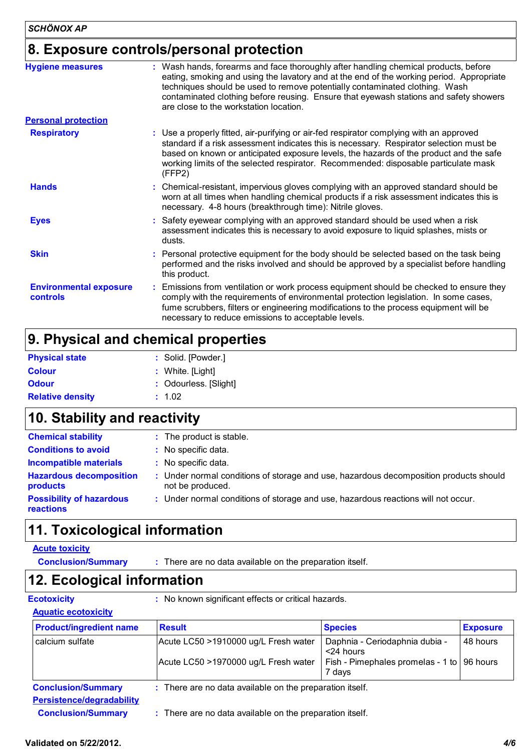## 8. Exposure controls/personal protection

**Hygiene measures** : Wash hands, forearms and face thoroughly after handling chemical products, before eating, smoking and using the lavatory and at the end of the working period. Appropriate techniques should be used to remove potentially contaminated clothing. Wash contaminated clothing before reusing. Ensure that eyewash stations and safety showers are close to the workstation location.

**Personal protection**

**Respiratory** : Use a properly fitted, air-purifying or air-fed respirator complying with an approved standard if a risk assessment indicates this is necessary. Respirator selection must be based on known or anticipated exposure levels, the hazards of the product and the safe working limits of the selected respirator. Recommended: disposable particulate mask (FFP2)

**Hands** : Chemical-resistant, impervious gloves complying with an approved standard should be worn at all times when handling chemical products if a risk assessment indicates this is necessary. 4-8 hours (breakthrough time): Nitrile gloves.

**Eyes** : Safety eyewear complying with an approved standard should be used when a risk assessment indicates this is necessary to avoid exposure to liquid splashes, mists or dusts.

**Skin** : Personal protective equipment for the body should be selected based on the task being performed and the risks involved and should be approved by a specialist before handling this product.

**Environmental exposure controls** : Emissions from ventilation or work process equipment should be checked to ensure they comply with the requirements of environmental protection legislation. In some cases, fume scrubbers, filters or engineering modifications to the process equipment will be necessary to reduce emissions to acceptable levels.

## 9. Physical and chemical properties

**Physical state** : Solid. [Powder.]

**Colour** : White. [Light]

**Odour** : Odourless. [Slight]

**Relative density** : 1.02

## 10. Stability and reactivity

**Chemical stability** : The product is stable.

**Conditions to avoid** : No specific data.

**Incompatible materials** : No specific data.

**Hazardous decomposition products** : Under normal conditions of storage and use, hazardous decomposition products should not be produced.

**Possibility of hazardous reactions** : Under normal conditions of storage and use, hazardous reactions will not occur.

## 11. Toxicological information

**Acute toxicity**

**Conclusion/Summary** : There are no data available on the preparation itself.

## 12. Ecological information

**Ecotoxicity** : No known significant effects or critical hazards.

**Aquatic ecotoxicity**

| Product/ingredient name | Result | Species | Exposure |
|---|---|---|---|
| calcium sulfate | Acute LC50 >1910000 ug/L Fresh water | Daphnia - Ceriodaphnia dubia - <24 hours | 48 hours |
| | Acute LC50 >1970000 ug/L Fresh water | Fish - Pimephales promelas - 1 to 7 days | 96 hours |

**Conclusion/Summary** : There are no data available on the preparation itself.

**Persistence/degradability**

**Conclusion/Summary** : There are no data available on the preparation itself.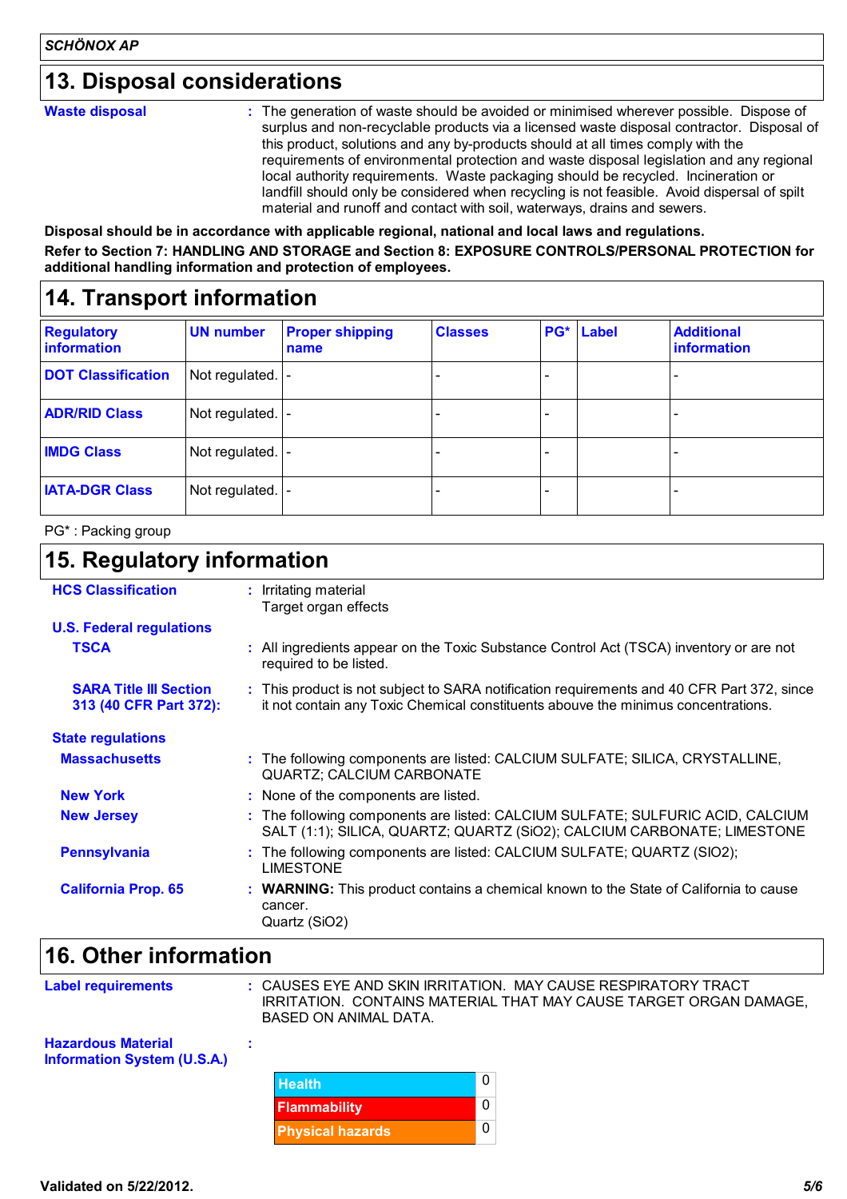## 13. Disposal considerations

**Waste disposal** : The generation of waste should be avoided or minimised wherever possible. Dispose of surplus and non-recyclable products via a licensed waste disposal contractor. Disposal of this product, solutions and any by-products should at all times comply with the requirements of environmental protection and waste disposal legislation and any regional local authority requirements. Waste packaging should be recycled. Incineration or landfill should only be considered when recycling is not feasible. Avoid dispersal of spilt material and runoff and contact with soil, waterways, drains and sewers.

**Disposal should be in accordance with applicable regional, national and local laws and regulations.**

**Refer to Section 7: HANDLING AND STORAGE and Section 8: EXPOSURE CONTROLS/PERSONAL PROTECTION for additional handling information and protection of employees.**

## 14. Transport information

| Regulatory information | UN number | Proper shipping name | Classes | PG* | Label | Additional information |
|---|---|---|---|---|---|---|
| DOT Classification | Not regulated. | - | - | - | | - |
| ADR/RID Class | Not regulated. | - | - | - | | - |
| IMDG Class | Not regulated. | - | - | - | | - |
| IATA-DGR Class | Not regulated. | - | - | - | | - |

PG* : Packing group

## 15. Regulatory information

**HCS Classification** : Irritating material
Target organ effects

**U.S. Federal regulations**

**TSCA** : All ingredients appear on the Toxic Substance Control Act (TSCA) inventory or are not required to be listed.

**SARA Title III Section 313 (40 CFR Part 372):** : This product is not subject to SARA notification requirements and 40 CFR Part 372, since it not contain any Toxic Chemical constituents abouve the minimus concentrations.

**State regulations**

**Massachusetts** : The following components are listed: CALCIUM SULFATE; SILICA, CRYSTALLINE, QUARTZ; CALCIUM CARBONATE

**New York** : None of the components are listed.

**New Jersey** : The following components are listed: CALCIUM SULFATE; SULFURIC ACID, CALCIUM SALT (1:1); SILICA, QUARTZ; QUARTZ (SiO2); CALCIUM CARBONATE; LIMESTONE

**Pennsylvania** : The following components are listed: CALCIUM SULFATE; QUARTZ (SIO2); LIMESTONE

**California Prop. 65** : **WARNING:** This product contains a chemical known to the State of California to cause cancer.
Quartz (SiO2)

## 16. Other information

**Label requirements** : CAUSES EYE AND SKIN IRRITATION. MAY CAUSE RESPIRATORY TRACT IRRITATION. CONTAINS MATERIAL THAT MAY CAUSE TARGET ORGAN DAMAGE, BASED ON ANIMAL DATA.

**Hazardous Material Information System (U.S.A.)** :

| Health | 0 |
|---|---|
| Flammability | 0 |
| Physical hazards | 0 |

Validated on 5/22/2012.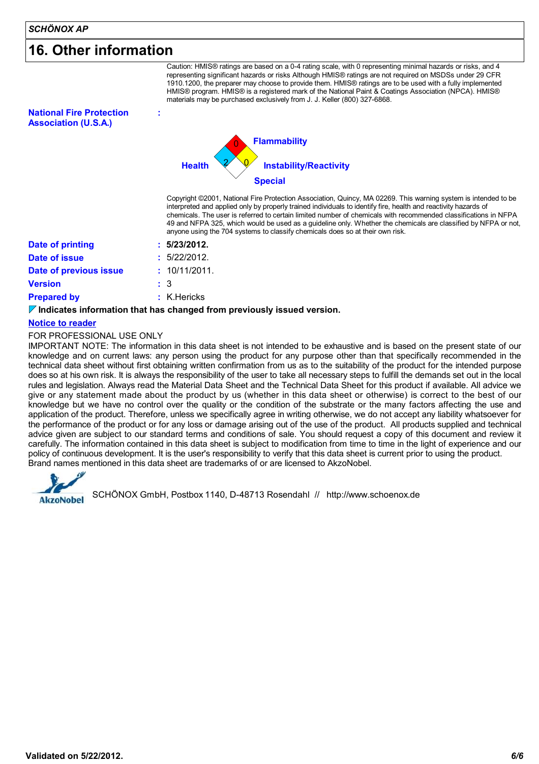## 16. Other information

Caution: HMIS® ratings are based on a 0-4 rating scale, with 0 representing minimal hazards or risks, and 4 representing significant hazards or risks Although HMIS® ratings are not required on MSDSs under 29 CFR 1910.1200, the preparer may choose to provide them. HMIS® ratings are to be used with a fully implemented HMIS® program. HMIS® is a registered mark of the National Paint & Coatings Association (NPCA). HMIS® materials may be purchased exclusively from J. J. Keller (800) 327-6868.

**National Fire Protection Association (U.S.A.)** :

Flammability: 0
Health: 2
Instability/Reactivity: 0
Special

Copyright ©2001, National Fire Protection Association, Quincy, MA 02269. This warning system is intended to be interpreted and applied only by properly trained individuals to identify fire, health and reactivity hazards of chemicals. The user is referred to certain limited number of chemicals with recommended classifications in NFPA 49 and NFPA 325, which would be used as a guideline only. Whether the chemicals are classified by NFPA or not, anyone using the 704 systems to classify chemicals does so at their own risk.

| | |
|---|---|
| **Date of printing** | : **5/23/2012.** |
| **Date of issue** | : 5/22/2012. |
| **Date of previous issue** | : 10/11/2011. |
| **Version** | : 3 |
| **Prepared by** | : K.Hericks |

**Indicates information that has changed from previously issued version.**

**Notice to reader**

FOR PROFESSIONAL USE ONLY

IMPORTANT NOTE: The information in this data sheet is not intended to be exhaustive and is based on the present state of our knowledge and on current laws: any person using the product for any purpose other than that specifically recommended in the technical data sheet without first obtaining written confirmation from us as to the suitability of the product for the intended purpose does so at his own risk. It is always the responsibility of the user to take all necessary steps to fulfill the demands set out in the local rules and legislation. Always read the Material Data Sheet and the Technical Data Sheet for this product if available. All advice we give or any statement made about the product by us (whether in this data sheet or otherwise) is correct to the best of our knowledge but we have no control over the quality or the condition of the substrate or the many factors affecting the use and application of the product. Therefore, unless we specifically agree in writing otherwise, we do not accept any liability whatsoever for the performance of the product or for any loss or damage arising out of the use of the product. All products supplied and technical advice given are subject to our standard terms and conditions of sale. You should request a copy of this document and review it carefully. The information contained in this data sheet is subject to modification from time to time in the light of experience and our policy of continuous development. It is the user's responsibility to verify that this data sheet is current prior to using the product. Brand names mentioned in this data sheet are trademarks of or are licensed to AkzoNobel.

AkzoNobel SCHÖNOX GmbH, Postbox 1140, D-48713 Rosendahl // http://www.schoenox.de

**Validated on 5/22/2012.**